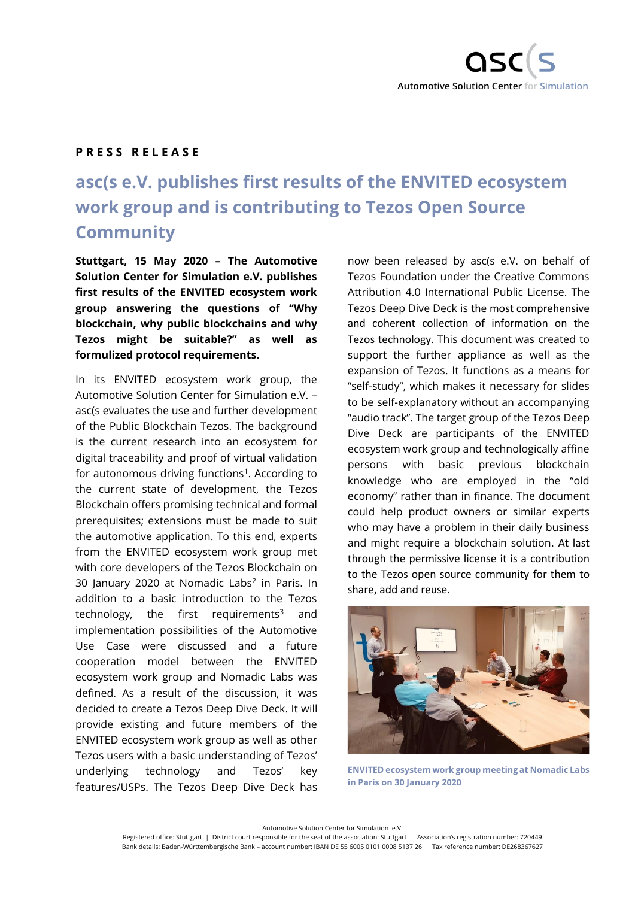**PRESS RELEASE**

# asc(s e.V. publishes first results of the ENVITED ecosystem work group and is contributing to Tezos Open Source Community

**Stuttgart, 15 May 2020 – The Automotive Solution Center for Simulation e.V. publishes first results of the ENVITED ecosystem work group answering the questions of "Why blockchain, why public blockchains and why Tezos might be suitable?" as well as formulized protocol requirements.**

In its ENVITED ecosystem work group, the Automotive Solution Center for Simulation e.V. – asc(s evaluates the use and further development of the Public Blockchain Tezos. The background is the current research into an ecosystem for digital traceability and proof of virtual validation for autonomous driving functions[1]. According to the current state of development, the Tezos Blockchain offers promising technical and formal prerequisites; extensions must be made to suit the automotive application. To this end, experts from the ENVITED ecosystem work group met with core developers of the Tezos Blockchain on 30 January 2020 at Nomadic Labs[2] in Paris. In addition to a basic introduction to the Tezos technology, the first requirements[3] and implementation possibilities of the Automotive Use Case were discussed and a future cooperation model between the ENVITED ecosystem work group and Nomadic Labs was defined. As a result of the discussion, it was decided to create a Tezos Deep Dive Deck. It will provide existing and future members of the ENVITED ecosystem work group as well as other Tezos users with a basic understanding of Tezos' underlying technology and Tezos' key features/USPs. The Tezos Deep Dive Deck has now been released by asc(s e.V. on behalf of Tezos Foundation under the Creative Commons Attribution 4.0 International Public License. The Tezos Deep Dive Deck is the most comprehensive and coherent collection of information on the Tezos technology. This document was created to support the further appliance as well as the expansion of Tezos. It functions as a means for "self-study", which makes it necessary for slides to be self-explanatory without an accompanying "audio track". The target group of the Tezos Deep Dive Deck are participants of the ENVITED ecosystem work group and technologically affine persons with basic previous blockchain knowledge who are employed in the "old economy" rather than in finance. The document could help product owners or similar experts who may have a problem in their daily business and might require a blockchain solution. At last through the permissive license it is a contribution to the Tezos open source community for them to share, add and reuse.

**ENVITED ecosystem work group meeting at Nomadic Labs in Paris on 30 January 2020**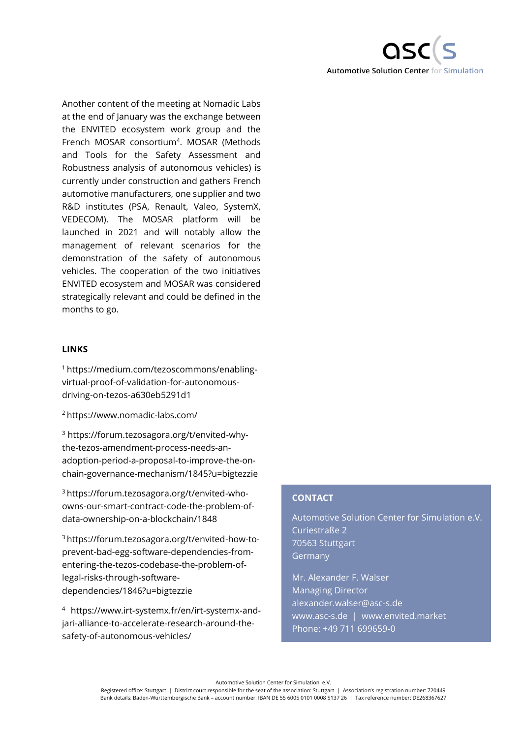Another content of the meeting at Nomadic Labs at the end of January was the exchange between the ENVITED ecosystem work group and the French MOSAR consortium[4]. MOSAR (Methods and Tools for the Safety Assessment and Robustness analysis of autonomous vehicles) is currently under construction and gathers French automotive manufacturers, one supplier and two R&D institutes (PSA, Renault, Valeo, SystemX, VEDECOM). The MOSAR platform will be launched in 2021 and will notably allow the management of relevant scenarios for the demonstration of the safety of autonomous vehicles. The cooperation of the two initiatives ENVITED ecosystem and MOSAR was considered strategically relevant and could be defined in the months to go.

**LINKS**

[1] https://medium.com/tezoscommons/enabling-virtual-proof-of-validation-for-autonomous-driving-on-tezos-a630eb5291d1

[2] https://www.nomadic-labs.com/

[3] https://forum.tezosagora.org/t/envited-why-the-tezos-amendment-process-needs-an-adoption-period-a-proposal-to-improve-the-on-chain-governance-mechanism/1845?u=bigtezzie

[3] https://forum.tezosagora.org/t/envited-who-owns-our-smart-contract-code-the-problem-of-data-ownership-on-a-blockchain/1848

[3] https://forum.tezosagora.org/t/envited-how-to-prevent-bad-egg-software-dependencies-from-entering-the-tezos-codebase-the-problem-of-legal-risks-through-software-dependencies/1846?u=bigtezzie

[4] https://www.irt-systemx.fr/en/irt-systemx-and-jari-alliance-to-accelerate-research-around-the-safety-of-autonomous-vehicles/

**CONTACT**

Automotive Solution Center for Simulation e.V.
Curiestraße 2
70563 Stuttgart
Germany

Mr. Alexander F. Walser
Managing Director
alexander.walser@asc-s.de
www.asc-s.de | www.envited.market
Phone: +49 711 699659-0